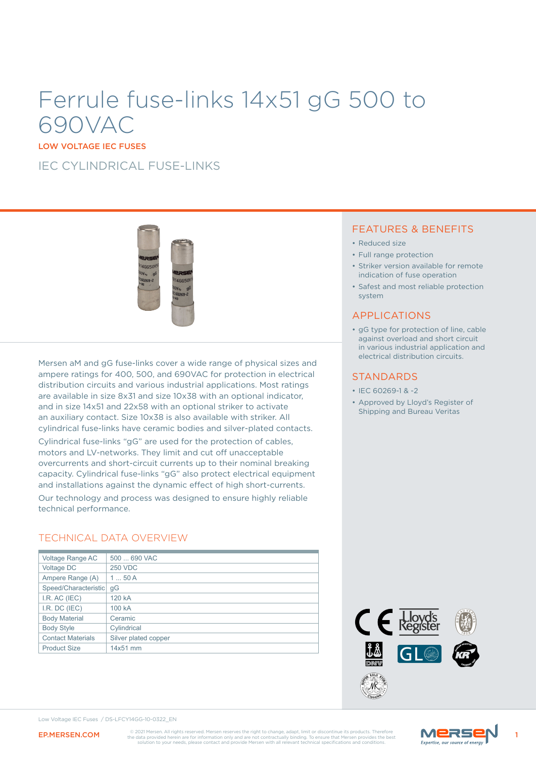# Ferrule fuse-links 14x51 gG 500 to 690VAC

LOW VOLTAGE IEC FUSES

## IEC CYLINDRICAL FUSE-LINKS

Mersen aM and gG fuse-links cover a wide range of physical sizes and ampere ratings for 400, 500, and 690VAC for protection in electrical distribution circuits and various industrial applications. Most ratings are available in size 8x31 and size 10x38 with an optional indicator, and in size 14x51 and 22x58 with an optional striker to activate an auxiliary contact. Size 10x38 is also available with striker. All cylindrical fuse-links have ceramic bodies and silver-plated contacts.

Cylindrical fuse-links "gG" are used for the protection of cables, motors and LV-networks. They limit and cut off unacceptable overcurrents and short-circuit currents up to their nominal breaking capacity. Cylindrical fuse-links "gG" also protect electrical equipment and installations against the dynamic effect of high short-currents.

Our technology and process was designed to ensure highly reliable technical performance.

## TECHNICAL DATA OVERVIEW

| | |
|---|---|
| Voltage Range AC | 500 ... 690 VAC |
| Voltage DC | 250 VDC |
| Ampere Range (A) | 1 ... 50 A |
| Speed/Characteristic | gG |
| I.R. AC (IEC) | 120 kA |
| I.R. DC (IEC) | 100 kA |
| Body Material | Ceramic |
| Body Style | Cylindrical |
| Contact Materials | Silver plated copper |
| Product Size | 14x51 mm |

## FEATURES & BENEFITS

- Reduced size
- Full range protection
- Striker version available for remote indication of fuse operation
- Safest and most reliable protection system

## APPLICATIONS

- gG type for protection of line, cable against overload and short circuit in various industrial application and electrical distribution circuits.

## STANDARDS

- IEC 60269-1 & -2
- Approved by Lloyd's Register of Shipping and Bureau Veritas

Low Voltage IEC Fuses / DS-LFCY14GG-10-0322_EN

EP.MERSEN.COM

© 2021 Mersen. All rights reserved. Mersen reserves the right to change, adapt, limit or discontinue its products. Therefore the data provided herein are for information only and are not contractually binding. To ensure that Mersen provides the best solution to your needs, please contact and provide Mersen with all relevant technical specifications and conditions.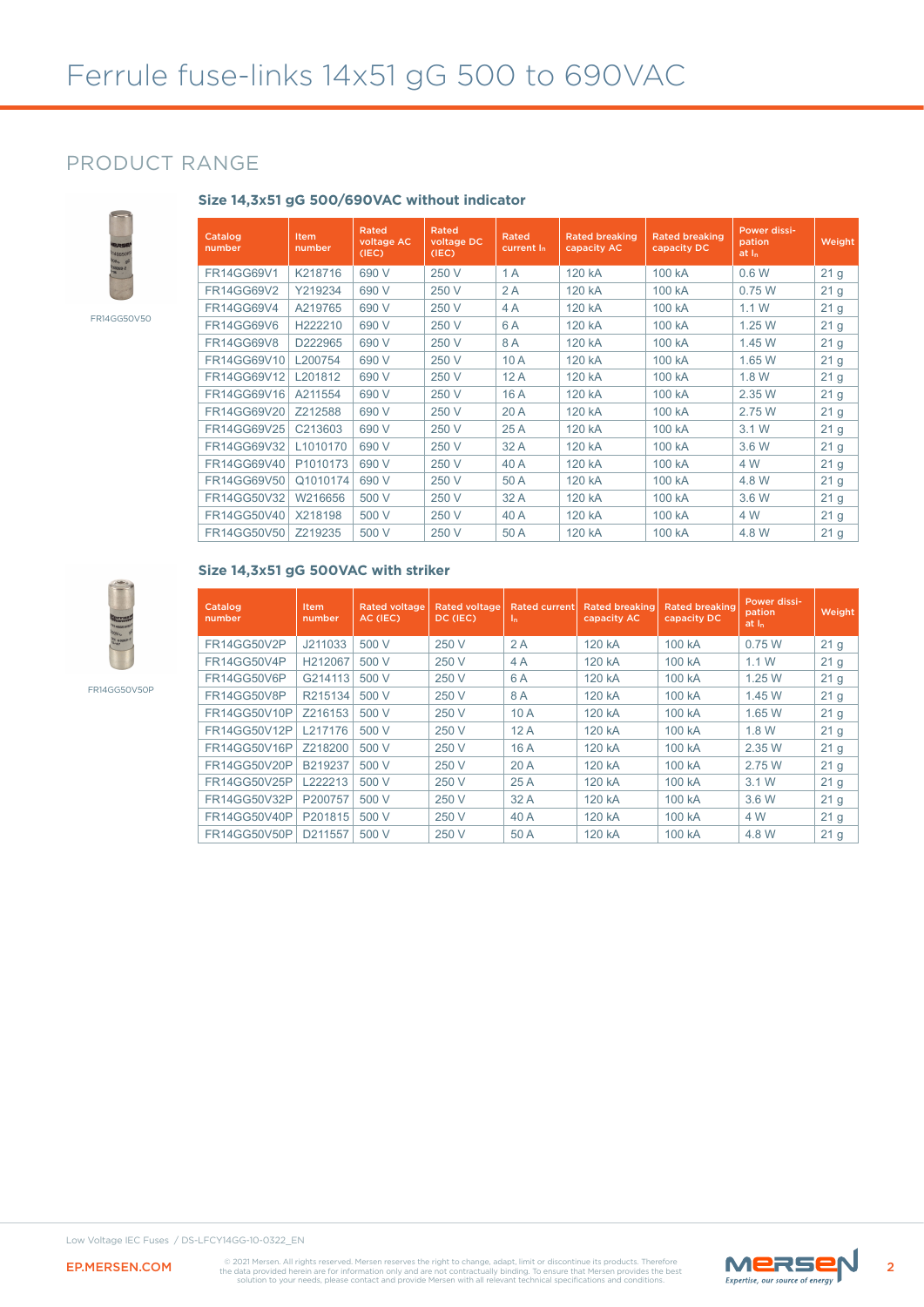# Ferrule fuse-links 14x51 gG 500 to 690VAC

## PRODUCT RANGE

FR14GG50V50

### Size 14,3x51 gG 500/690VAC without indicator

| Catalog number | Item number | Rated voltage AC (IEC) | Rated voltage DC (IEC) | Rated current $I_n$ | Rated breaking capacity AC | Rated breaking capacity DC | Power dissipation at $I_n$ | Weight |
|---|---|---|---|---|---|---|---|---|
| FR14GG69V1 | K218716 | 690 V | 250 V | 1 A | 120 kA | 100 kA | 0.6 W | 21 g |
| FR14GG69V2 | Y219234 | 690 V | 250 V | 2 A | 120 kA | 100 kA | 0.75 W | 21 g |
| FR14GG69V4 | A219765 | 690 V | 250 V | 4 A | 120 kA | 100 kA | 1.1 W | 21 g |
| FR14GG69V6 | H222210 | 690 V | 250 V | 6 A | 120 kA | 100 kA | 1.25 W | 21 g |
| FR14GG69V8 | D222965 | 690 V | 250 V | 8 A | 120 kA | 100 kA | 1.45 W | 21 g |
| FR14GG69V10 | L200754 | 690 V | 250 V | 10 A | 120 kA | 100 kA | 1.65 W | 21 g |
| FR14GG69V12 | L201812 | 690 V | 250 V | 12 A | 120 kA | 100 kA | 1.8 W | 21 g |
| FR14GG69V16 | A211554 | 690 V | 250 V | 16 A | 120 kA | 100 kA | 2.35 W | 21 g |
| FR14GG69V20 | Z212588 | 690 V | 250 V | 20 A | 120 kA | 100 kA | 2.75 W | 21 g |
| FR14GG69V25 | C213603 | 690 V | 250 V | 25 A | 120 kA | 100 kA | 3.1 W | 21 g |
| FR14GG69V32 | L1010170 | 690 V | 250 V | 32 A | 120 kA | 100 kA | 3.6 W | 21 g |
| FR14GG69V40 | P1010173 | 690 V | 250 V | 40 A | 120 kA | 100 kA | 4 W | 21 g |
| FR14GG69V50 | Q1010174 | 690 V | 250 V | 50 A | 120 kA | 100 kA | 4.8 W | 21 g |
| FR14GG50V32 | W216656 | 500 V | 250 V | 32 A | 120 kA | 100 kA | 3.6 W | 21 g |
| FR14GG50V40 | X218198 | 500 V | 250 V | 40 A | 120 kA | 100 kA | 4 W | 21 g |
| FR14GG50V50 | Z219235 | 500 V | 250 V | 50 A | 120 kA | 100 kA | 4.8 W | 21 g |

FR14GG50V50P

### Size 14,3x51 gG 500VAC with striker

| Catalog number | Item number | Rated voltage AC (IEC) | Rated voltage DC (IEC) | Rated current $I_n$ | Rated breaking capacity AC | Rated breaking capacity DC | Power dissipation at $I_n$ | Weight |
|---|---|---|---|---|---|---|---|---|
| FR14GG50V2P | J211033 | 500 V | 250 V | 2 A | 120 kA | 100 kA | 0.75 W | 21 g |
| FR14GG50V4P | H212067 | 500 V | 250 V | 4 A | 120 kA | 100 kA | 1.1 W | 21 g |
| FR14GG50V6P | G214113 | 500 V | 250 V | 6 A | 120 kA | 100 kA | 1.25 W | 21 g |
| FR14GG50V8P | R215134 | 500 V | 250 V | 8 A | 120 kA | 100 kA | 1.45 W | 21 g |
| FR14GG50V10P | Z216153 | 500 V | 250 V | 10 A | 120 kA | 100 kA | 1.65 W | 21 g |
| FR14GG50V12P | L217176 | 500 V | 250 V | 12 A | 120 kA | 100 kA | 1.8 W | 21 g |
| FR14GG50V16P | Z218200 | 500 V | 250 V | 16 A | 120 kA | 100 kA | 2.35 W | 21 g |
| FR14GG50V20P | B219237 | 500 V | 250 V | 20 A | 120 kA | 100 kA | 2.75 W | 21 g |
| FR14GG50V25P | L222213 | 500 V | 250 V | 25 A | 120 kA | 100 kA | 3.1 W | 21 g |
| FR14GG50V32P | P200757 | 500 V | 250 V | 32 A | 120 kA | 100 kA | 3.6 W | 21 g |
| FR14GG50V40P | P201815 | 500 V | 250 V | 40 A | 120 kA | 100 kA | 4 W | 21 g |
| FR14GG50V50P | D211557 | 500 V | 250 V | 50 A | 120 kA | 100 kA | 4.8 W | 21 g |

Low Voltage IEC Fuses / DS-LFCY14GG-10-0322_EN

EP.MERSEN.COM

© 2021 Mersen. All rights reserved. Mersen reserves the right to change, adapt, limit or discontinue its products. Therefore the data provided herein are for information only and are not contractually binding. To ensure that Mersen provides the best solution to your needs, please contact and provide Mersen with all relevant technical specifications and conditions.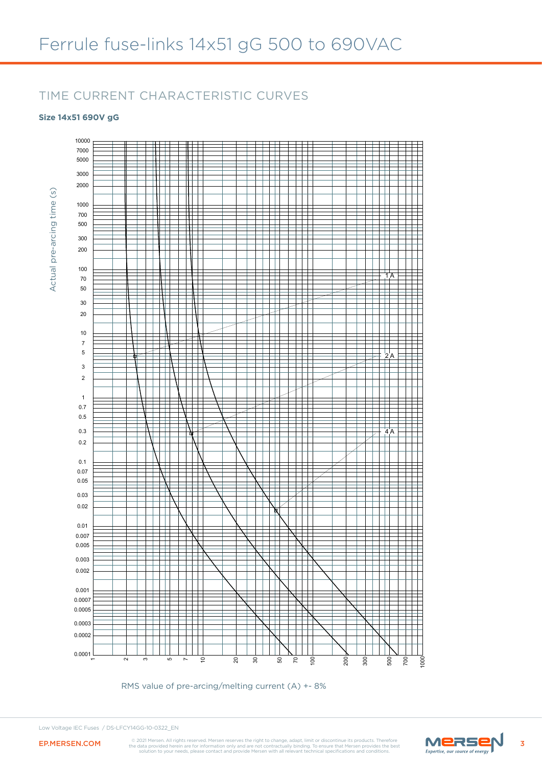# Ferrule fuse-links 14x51 gG 500 to 690VAC

## TIME CURRENT CHARACTERISTIC CURVES

**Size 14x51 690V gG**

Actual pre-arcing time (s)

10000, 7000, 5000, 3000, 2000, 1000, 700, 500, 300, 200, 100, 70, 50, 30, 20, 10, 7, 5, 3, 2, 1, 0.7, 0.5, 0.3, 0.2, 0.1, 0.07, 0.05, 0.03, 0.02, 0.01, 0.007, 0.005, 0.003, 0.002, 0.001, 0.0007, 0.0005, 0.0003, 0.0002, 0.0001

1 A

2 A

4 A

1, 2, 3, 5, 7, 10, 20, 30, 50, 70, 100, 200, 300, 500, 700, 1000

RMS value of pre-arcing/melting current (A) +- 8%

Low Voltage IEC Fuses / DS-LFCY14GG-10-0322_EN

EP.MERSEN.COM

© 2021 Mersen. All rights reserved. Mersen reserves the right to change, adapt, limit or discontinue its products. Therefore the data provided herein are for information only and are not contractually binding. To ensure that Mersen provides the best solution to your needs, please contact and provide Mersen with all relevant technical specifications and conditions.

MERSEN *Expertise, our source of energy*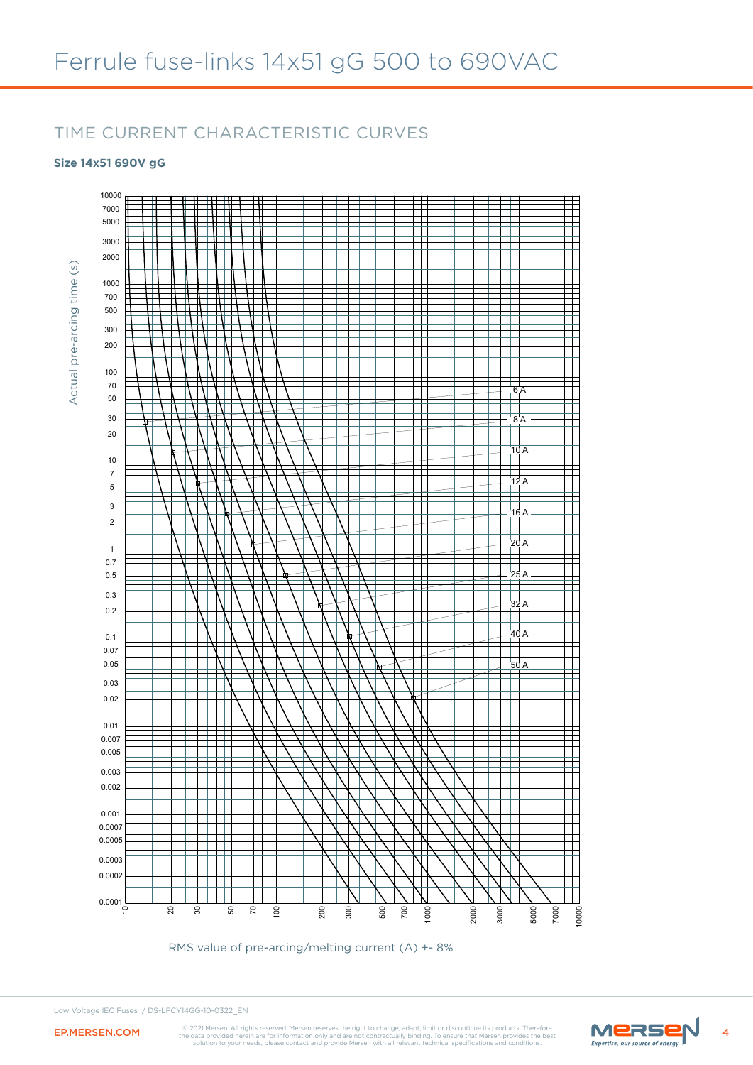# Ferrule fuse-links 14x51 gG 500 to 690VAC

## TIME CURRENT CHARACTERISTIC CURVES

**Size 14x51 690V gG**

Actual pre-arcing time (s)

10000, 7000, 5000, 3000, 2000, 1000, 700, 500, 300, 200, 100, 70, 50, 30, 20, 10, 7, 5, 3, 2, 1, 0.7, 0.5, 0.3, 0.2, 0.1, 0.07, 0.05, 0.03, 0.02, 0.01, 0.007, 0.005, 0.003, 0.002, 0.001, 0.0007, 0.0005, 0.0003, 0.0002, 0.0001

6 A, 8 A, 10 A, 12 A, 16 A, 20 A, 25 A, 32 A, 40 A, 50 A

10, 20, 30, 50, 70, 100, 200, 300, 500, 700, 1000, 2000, 3000, 5000, 7000, 10000

RMS value of pre-arcing/melting current (A) +- 8%

Low Voltage IEC Fuses / DS-LFCY14GG-10-0322_EN

EP.MERSEN.COM

© 2021 Mersen. All rights reserved. Mersen reserves the right to change, adapt, limit or discontinue its products. Therefore the data provided herein are for information only and are not contractually binding. To ensure that Mersen provides the best solution to your needs, please contact and provide Mersen with all relevant technical specifications and conditions.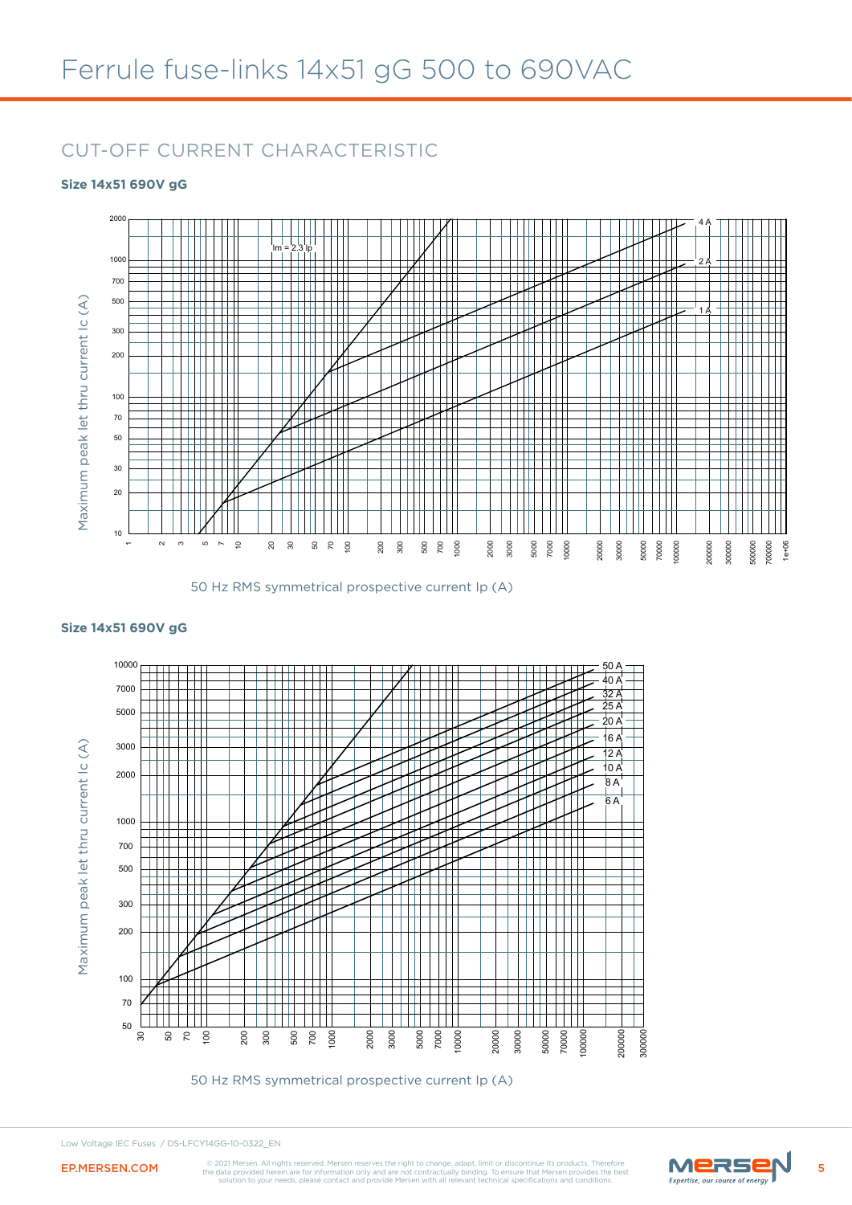# Ferrule fuse-links 14x51 gG 500 to 690VAC

## CUT-OFF CURRENT CHARACTERISTIC

**Size 14x51 690V gG**

Im = 2.3 Ip

4 A
2 A
1 A

Maximum peak let thru current Ic (A)

50 Hz RMS symmetrical prospective current Ip (A)

**Size 14x51 690V gG**

50 A
40 A
32 A
25 A
20 A
16 A
12 A
10 A
8 A
6 A

Maximum peak let thru current Ic (A)

50 Hz RMS symmetrical prospective current Ip (A)

Low Voltage IEC Fuses / DS-LFCY14GG-10-0322_EN

EP.MERSEN.COM

© 2021 Mersen. All rights reserved. Mersen reserves the right to change, adapt, limit or discontinue its products. Therefore the data provided herein are for information only and are not contractually binding. To ensure that Mersen provides the best solution to your needs, please contact and provide Mersen with all relevant technical specifications and conditions.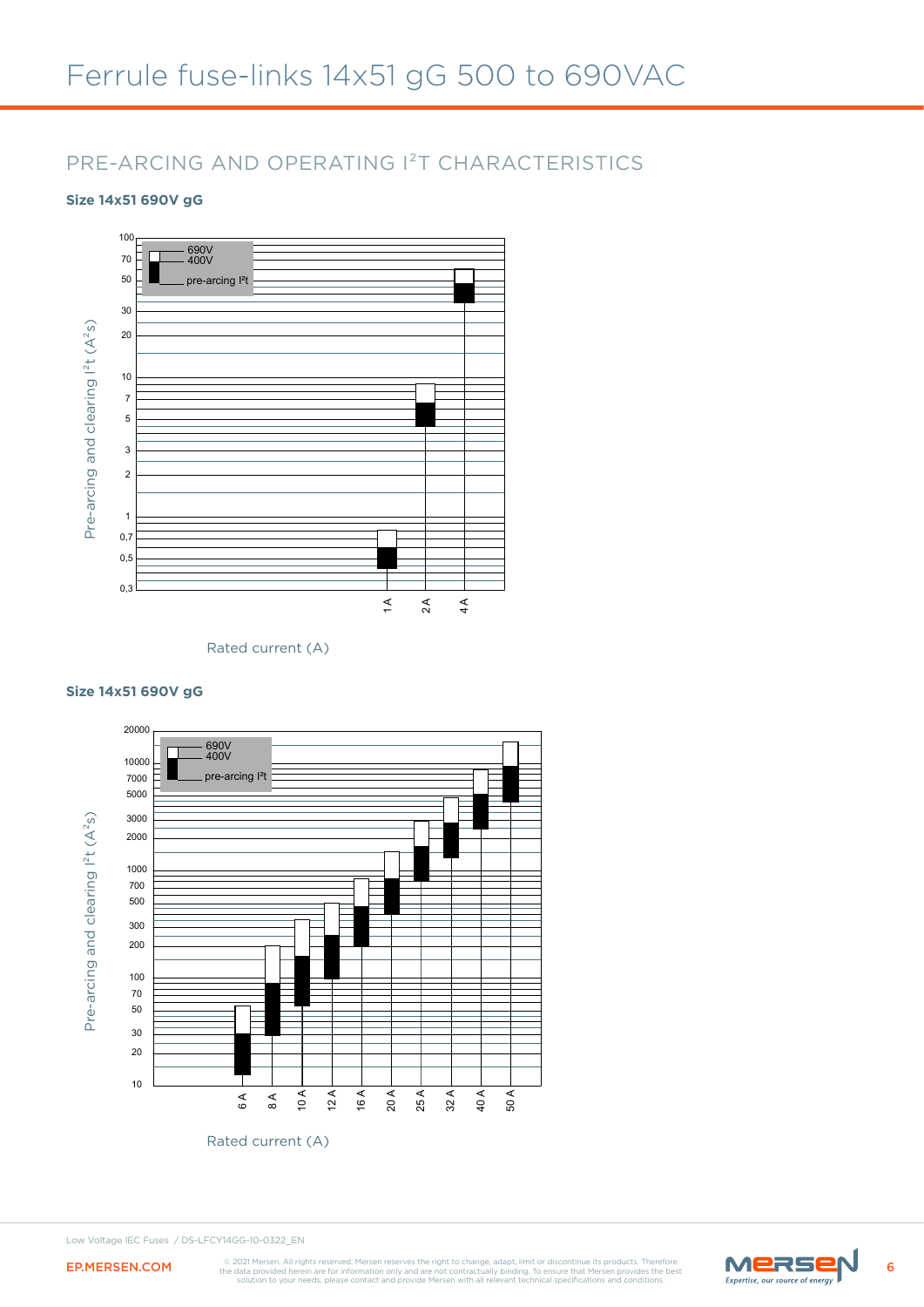# Ferrule fuse-links 14x51 gG 500 to 690VAC

## PRE-ARCING AND OPERATING $I^2T$ CHARACTERISTICS

**Size 14x51 690V gG**

Pre-arcing and clearing $I^2t$ ($A^2s$)

690V
400V
pre-arcing I²t

100, 70, 50, 30, 20, 10, 7, 5, 3, 2, 1, 0,7, 0,5, 0,3

1 A, 2 A, 4 A

Rated current (A)

**Size 14x51 690V gG**

Pre-arcing and clearing $I^2t$ ($A^2s$)

690V
400V
pre-arcing I²t

20000, 10000, 7000, 5000, 3000, 2000, 1000, 700, 500, 300, 200, 100, 70, 50, 30, 20, 10

6 A, 8 A, 10 A, 12 A, 16 A, 20 A, 25 A, 32 A, 40 A, 50 A

Rated current (A)

Low Voltage IEC Fuses / DS-LFCY14GG-10-0322_EN

EP.MERSEN.COM

© 2021 Mersen. All rights reserved. Mersen reserves the right to change, adapt, limit or discontinue its products. Therefore the data provided herein are for information only and are not contractually binding. To ensure that Mersen provides the best solution to your needs, please contact and provide Mersen with all relevant technical specifications and conditions.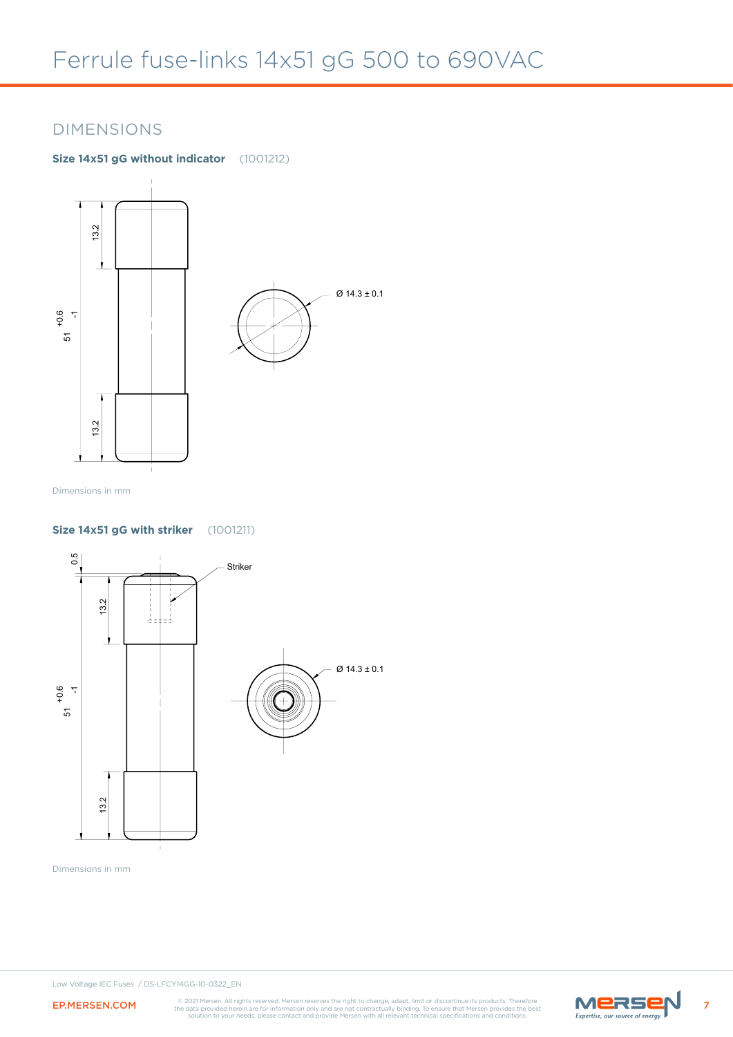# Ferrule fuse-links 14x51 gG 500 to 690VAC

## DIMENSIONS

**Size 14x51 gG without indicator** (1001212)

13.2

13.2

51 +0.6 -1

Ø 14.3 ± 0.1

Dimensions in mm

**Size 14x51 gG with striker** (1001211)

0.5

Striker

13.2

13.2

51 +0.6 -1

Ø 14.3 ± 0.1

Dimensions in mm

Low Voltage IEC Fuses / DS-LFCY14GG-10-0322_EN

EP.MERSEN.COM

© 2021 Mersen. All rights reserved. Mersen reserves the right to change, adapt, limit or discontinue its products. Therefore the data provided herein are for information only and are not contractually binding. To ensure that Mersen provides the best solution to your needs, please contact and provide Mersen with all relevant technical specifications and conditions.